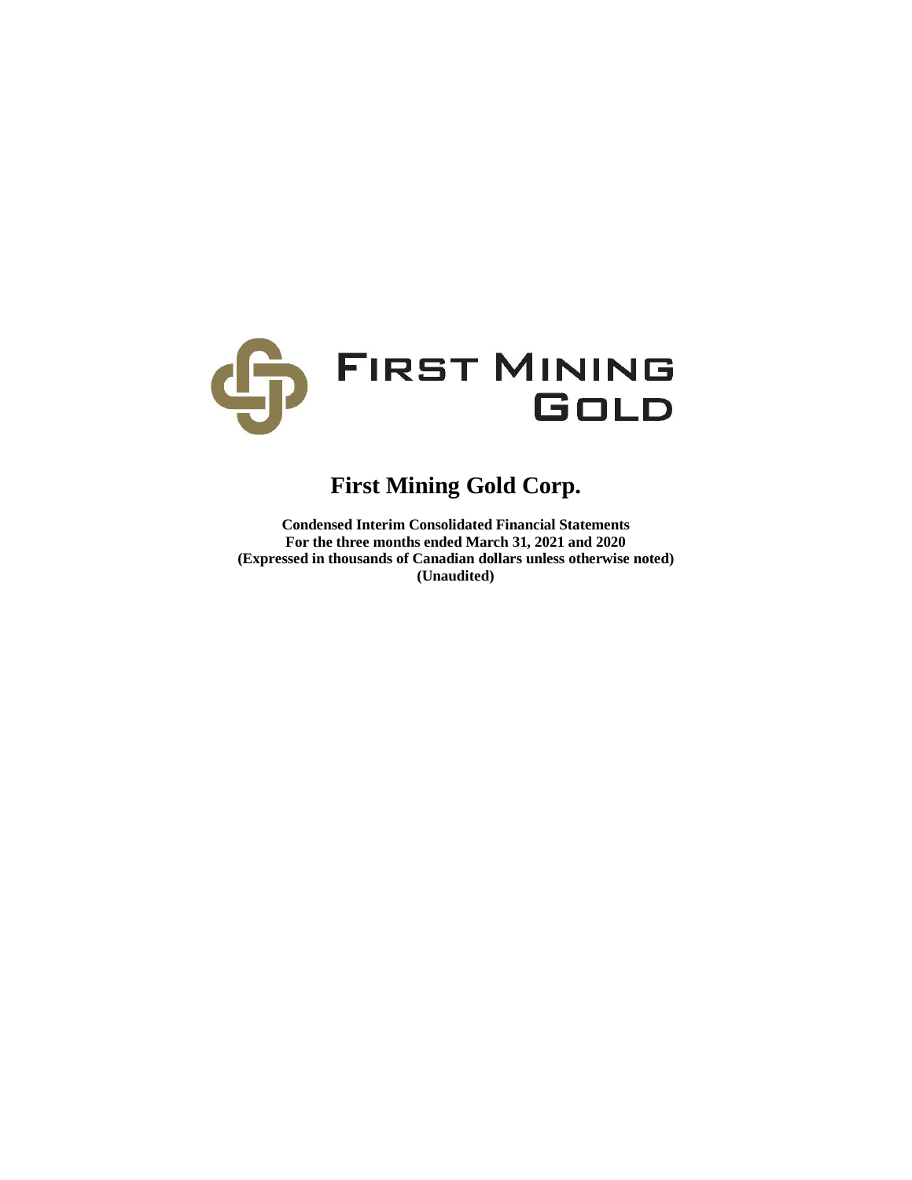FIRST MINING GOLD

# First Mining Gold Corp.

**Condensed Interim Consolidated Financial Statements**
**For the three months ended March 31, 2021 and 2020**
**(Expressed in thousands of Canadian dollars unless otherwise noted)**
**(Unaudited)**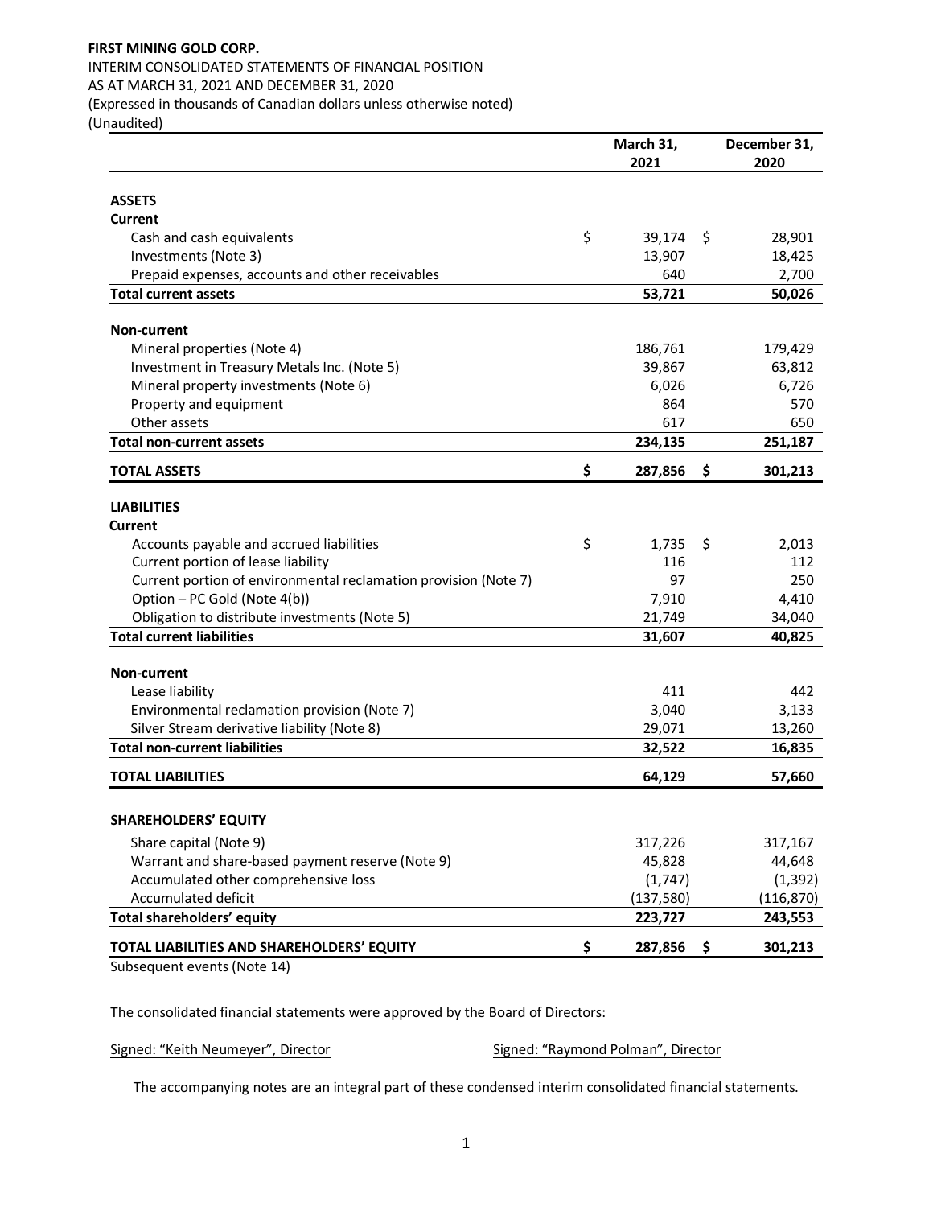**FIRST MINING GOLD CORP.**

INTERIM CONSOLIDATED STATEMENTS OF FINANCIAL POSITION

AS AT MARCH 31, 2021 AND DECEMBER 31, 2020

(Expressed in thousands of Canadian dollars unless otherwise noted)

(Unaudited)

| | March 31, 2021 | December 31, 2020 |
|---|---|---|
| **ASSETS** | | |
| **Current** | | |
| Cash and cash equivalents | $ 39,174 | $ 28,901 |
| Investments (Note 3) | 13,907 | 18,425 |
| Prepaid expenses, accounts and other receivables | 640 | 2,700 |
| **Total current assets** | **53,721** | **50,026** |
| **Non-current** | | |
| Mineral properties (Note 4) | 186,761 | 179,429 |
| Investment in Treasury Metals Inc. (Note 5) | 39,867 | 63,812 |
| Mineral property investments (Note 6) | 6,026 | 6,726 |
| Property and equipment | 864 | 570 |
| Other assets | 617 | 650 |
| **Total non-current assets** | **234,135** | **251,187** |
| **TOTAL ASSETS** | **$ 287,856** | **$ 301,213** |
| **LIABILITIES** | | |
| **Current** | | |
| Accounts payable and accrued liabilities | $ 1,735 | $ 2,013 |
| Current portion of lease liability | 116 | 112 |
| Current portion of environmental reclamation provision (Note 7) | 97 | 250 |
| Option – PC Gold (Note 4(b)) | 7,910 | 4,410 |
| Obligation to distribute investments (Note 5) | 21,749 | 34,040 |
| **Total current liabilities** | **31,607** | **40,825** |
| **Non-current** | | |
| Lease liability | 411 | 442 |
| Environmental reclamation provision (Note 7) | 3,040 | 3,133 |
| Silver Stream derivative liability (Note 8) | 29,071 | 13,260 |
| **Total non-current liabilities** | **32,522** | **16,835** |
| **TOTAL LIABILITIES** | **64,129** | **57,660** |
| **SHAREHOLDERS' EQUITY** | | |
| Share capital (Note 9) | 317,226 | 317,167 |
| Warrant and share-based payment reserve (Note 9) | 45,828 | 44,648 |
| Accumulated other comprehensive loss | (1,747) | (1,392) |
| Accumulated deficit | (137,580) | (116,870) |
| **Total shareholders' equity** | **223,727** | **243,553** |
| **TOTAL LIABILITIES AND SHAREHOLDERS' EQUITY** | **$ 287,856** | **$ 301,213** |

Subsequent events (Note 14)

The consolidated financial statements were approved by the Board of Directors:

Signed: "Keith Neumeyer", Director

Signed: "Raymond Polman", Director

The accompanying notes are an integral part of these condensed interim consolidated financial statements.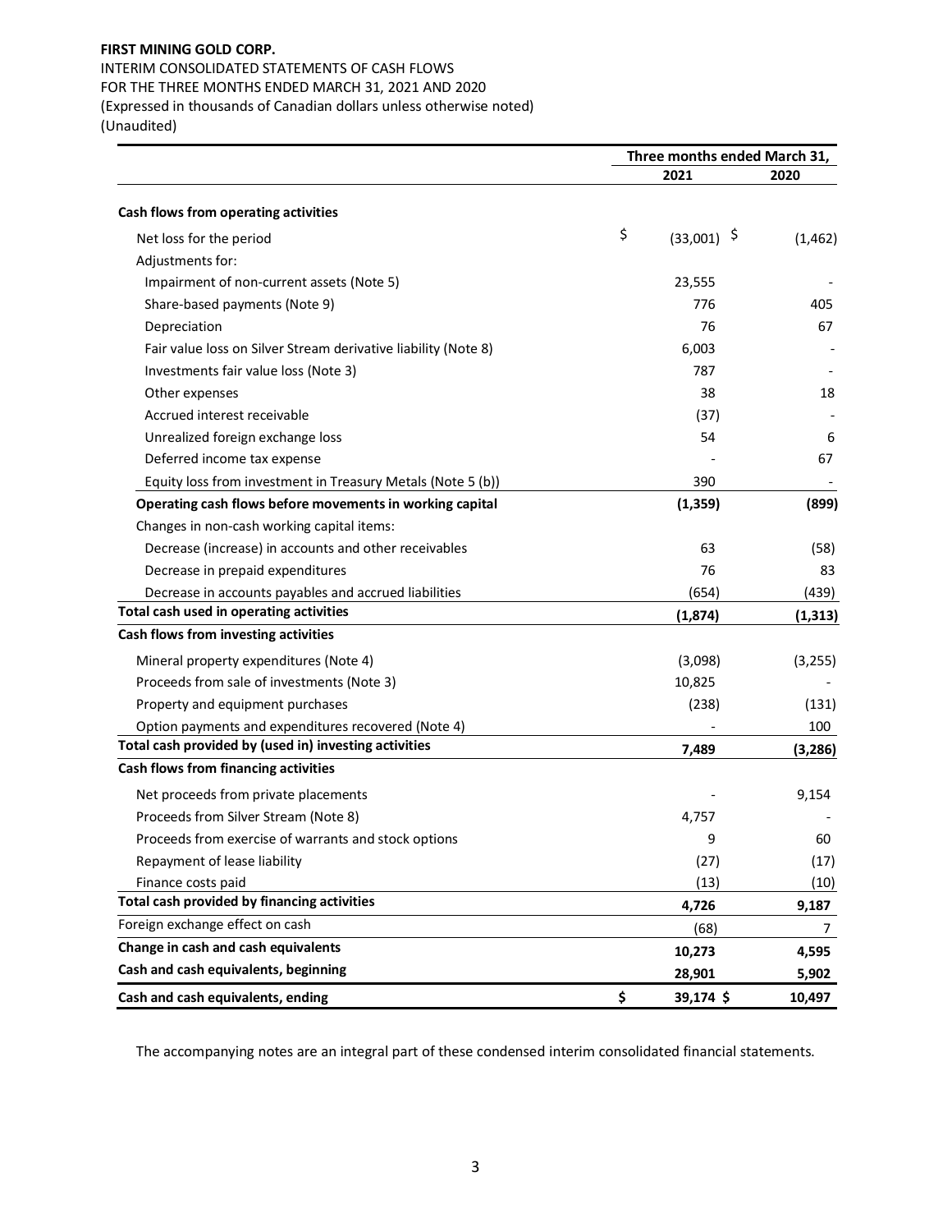**FIRST MINING GOLD CORP.**

INTERIM CONSOLIDATED STATEMENTS OF CASH FLOWS

FOR THE THREE MONTHS ENDED MARCH 31, 2021 AND 2020

(Expressed in thousands of Canadian dollars unless otherwise noted)

(Unaudited)

| | Three months ended March 31, | |
|---|---|---|
| | 2021 | 2020 |
| **Cash flows from operating activities** | | |
| Net loss for the period | $ (33,001) | $ (1,462) |
| Adjustments for: | | |
| Impairment of non-current assets (Note 5) | 23,555 | - |
| Share-based payments (Note 9) | 776 | 405 |
| Depreciation | 76 | 67 |
| Fair value loss on Silver Stream derivative liability (Note 8) | 6,003 | - |
| Investments fair value loss (Note 3) | 787 | - |
| Other expenses | 38 | 18 |
| Accrued interest receivable | (37) | - |
| Unrealized foreign exchange loss | 54 | 6 |
| Deferred income tax expense | - | 67 |
| Equity loss from investment in Treasury Metals (Note 5 (b)) | 390 | - |
| **Operating cash flows before movements in working capital** | **(1,359)** | **(899)** |
| Changes in non-cash working capital items: | | |
| Decrease (increase) in accounts and other receivables | 63 | (58) |
| Decrease in prepaid expenditures | 76 | 83 |
| Decrease in accounts payables and accrued liabilities | (654) | (439) |
| **Total cash used in operating activities** | **(1,874)** | **(1,313)** |
| **Cash flows from investing activities** | | |
| Mineral property expenditures (Note 4) | (3,098) | (3,255) |
| Proceeds from sale of investments (Note 3) | 10,825 | - |
| Property and equipment purchases | (238) | (131) |
| Option payments and expenditures recovered (Note 4) | - | 100 |
| **Total cash provided by (used in) investing activities** | **7,489** | **(3,286)** |
| **Cash flows from financing activities** | | |
| Net proceeds from private placements | - | 9,154 |
| Proceeds from Silver Stream (Note 8) | 4,757 | - |
| Proceeds from exercise of warrants and stock options | 9 | 60 |
| Repayment of lease liability | (27) | (17) |
| Finance costs paid | (13) | (10) |
| **Total cash provided by financing activities** | **4,726** | **9,187** |
| Foreign exchange effect on cash | (68) | 7 |
| **Change in cash and cash equivalents** | **10,273** | **4,595** |
| **Cash and cash equivalents, beginning** | **28,901** | **5,902** |
| **Cash and cash equivalents, ending** | **$ 39,174** | **$ 10,497** |

The accompanying notes are an integral part of these condensed interim consolidated financial statements.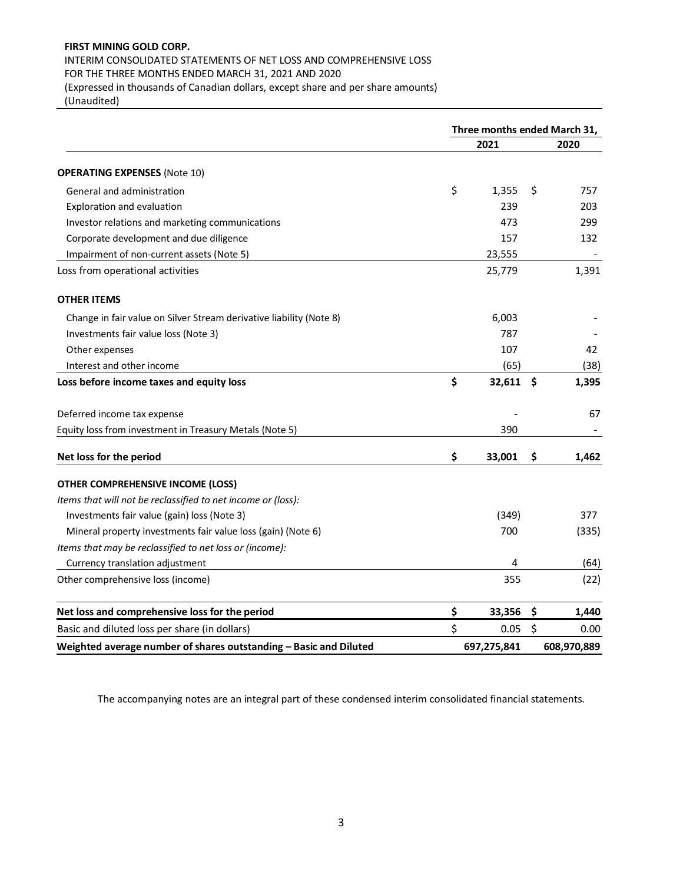**FIRST MINING GOLD CORP.**

INTERIM CONSOLIDATED STATEMENTS OF NET LOSS AND COMPREHENSIVE LOSS
FOR THE THREE MONTHS ENDED MARCH 31, 2021 AND 2020
(Expressed in thousands of Canadian dollars, except share and per share amounts)
(Unaudited)

| | Three months ended March 31, | |
|---|---|---|
| | **2021** | **2020** |
| **OPERATING EXPENSES** (Note 10) | | |
| General and administration | $ 1,355 | $ 757 |
| Exploration and evaluation | 239 | 203 |
| Investor relations and marketing communications | 473 | 299 |
| Corporate development and due diligence | 157 | 132 |
| Impairment of non-current assets (Note 5) | 23,555 | - |
| Loss from operational activities | 25,779 | 1,391 |
| **OTHER ITEMS** | | |
| Change in fair value on Silver Stream derivative liability (Note 8) | 6,003 | - |
| Investments fair value loss (Note 3) | 787 | - |
| Other expenses | 107 | 42 |
| Interest and other income | (65) | (38) |
| **Loss before income taxes and equity loss** | **$ 32,611** | **$ 1,395** |
| Deferred income tax expense | - | 67 |
| Equity loss from investment in Treasury Metals (Note 5) | 390 | - |
| **Net loss for the period** | **$ 33,001** | **$ 1,462** |
| **OTHER COMPREHENSIVE INCOME (LOSS)** | | |
| *Items that will not be reclassified to net income or (loss):* | | |
| Investments fair value (gain) loss (Note 3) | (349) | 377 |
| Mineral property investments fair value loss (gain) (Note 6) | 700 | (335) |
| *Items that may be reclassified to net loss or (income):* | | |
| Currency translation adjustment | 4 | (64) |
| Other comprehensive loss (income) | 355 | (22) |
| **Net loss and comprehensive loss for the period** | **$ 33,356** | **$ 1,440** |
| Basic and diluted loss per share (in dollars) | $ 0.05 | $ 0.00 |
| **Weighted average number of shares outstanding – Basic and Diluted** | **697,275,841** | **608,970,889** |

The accompanying notes are an integral part of these condensed interim consolidated financial statements.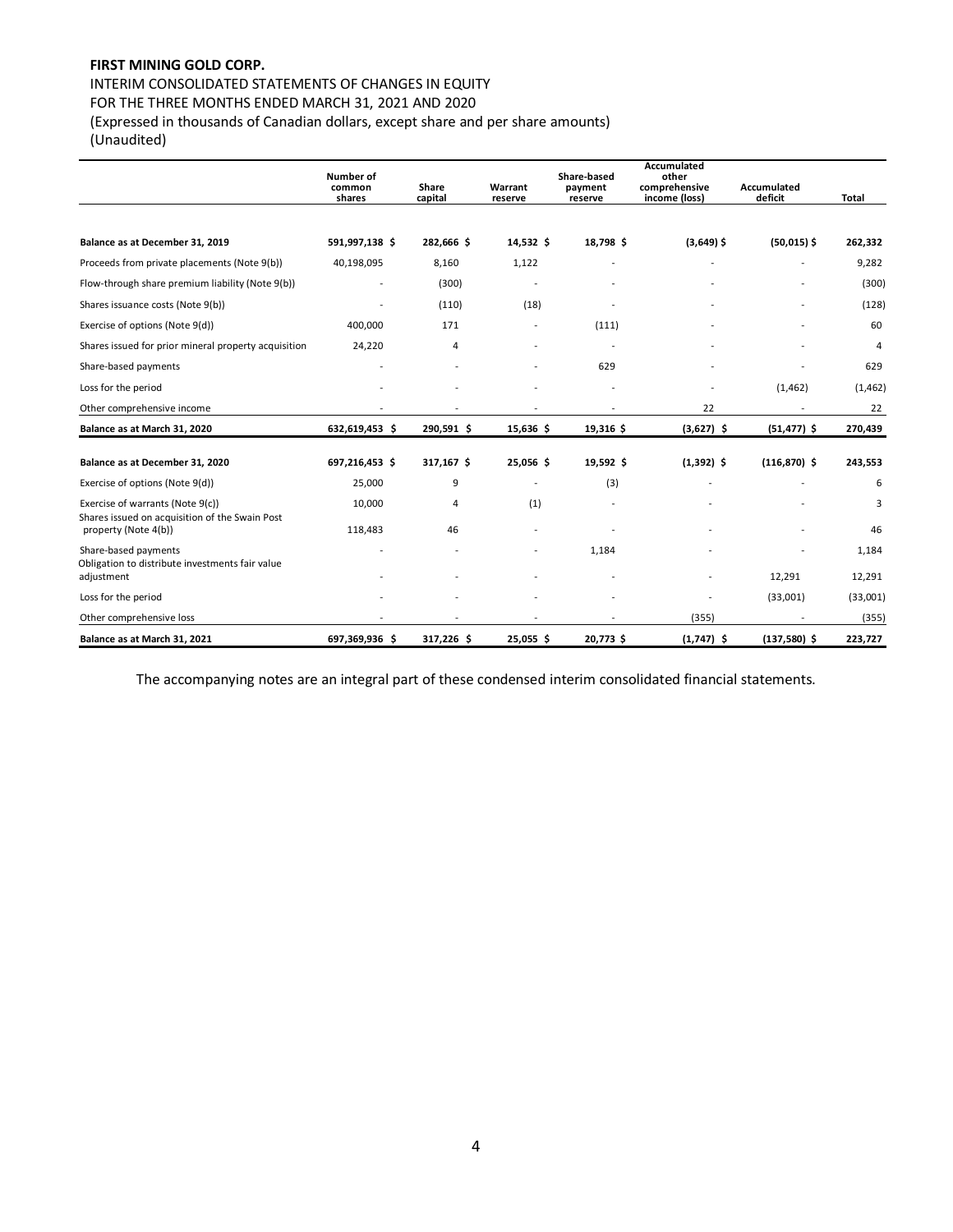**FIRST MINING GOLD CORP.**

INTERIM CONSOLIDATED STATEMENTS OF CHANGES IN EQUITY

FOR THE THREE MONTHS ENDED MARCH 31, 2021 AND 2020

(Expressed in thousands of Canadian dollars, except share and per share amounts)

(Unaudited)

| | Number of common shares | Share capital | Warrant reserve | Share-based payment reserve | Accumulated other comprehensive income (loss) | Accumulated deficit | Total |
|---|---|---|---|---|---|---|---|
| **Balance as at December 31, 2019** | **591,997,138 $** | **282,666 $** | **14,532 $** | **18,798 $** | **(3,649) $** | **(50,015) $** | **262,332** |
| Proceeds from private placements (Note 9(b)) | 40,198,095 | 8,160 | 1,122 | - | - | - | 9,282 |
| Flow-through share premium liability (Note 9(b)) | - | (300) | - | - | - | - | (300) |
| Shares issuance costs (Note 9(b)) | - | (110) | (18) | - | - | - | (128) |
| Exercise of options (Note 9(d)) | 400,000 | 171 | - | (111) | - | - | 60 |
| Shares issued for prior mineral property acquisition | 24,220 | 4 | - | - | - | - | 4 |
| Share-based payments | - | - | - | 629 | - | - | 629 |
| Loss for the period | - | - | - | - | - | (1,462) | (1,462) |
| Other comprehensive income | - | - | - | - | 22 | - | 22 |
| **Balance as at March 31, 2020** | **632,619,453 $** | **290,591 $** | **15,636 $** | **19,316 $** | **(3,627) $** | **(51,477) $** | **270,439** |
| **Balance as at December 31, 2020** | **697,216,453 $** | **317,167 $** | **25,056 $** | **19,592 $** | **(1,392) $** | **(116,870) $** | **243,553** |
| Exercise of options (Note 9(d)) | 25,000 | 9 | - | (3) | - | - | 6 |
| Exercise of warrants (Note 9(c)) | 10,000 | 4 | (1) | - | - | - | 3 |
| Shares issued on acquisition of the Swain Post property (Note 4(b)) | 118,483 | 46 | - | - | - | - | 46 |
| Share-based payments | - | - | - | 1,184 | - | - | 1,184 |
| Obligation to distribute investments fair value adjustment | - | - | - | - | - | 12,291 | 12,291 |
| Loss for the period | - | - | - | - | - | (33,001) | (33,001) |
| Other comprehensive loss | - | - | - | - | (355) | - | (355) |
| **Balance as at March 31, 2021** | **697,369,936 $** | **317,226 $** | **25,055 $** | **20,773 $** | **(1,747) $** | **(137,580) $** | **223,727** |

The accompanying notes are an integral part of these condensed interim consolidated financial statements.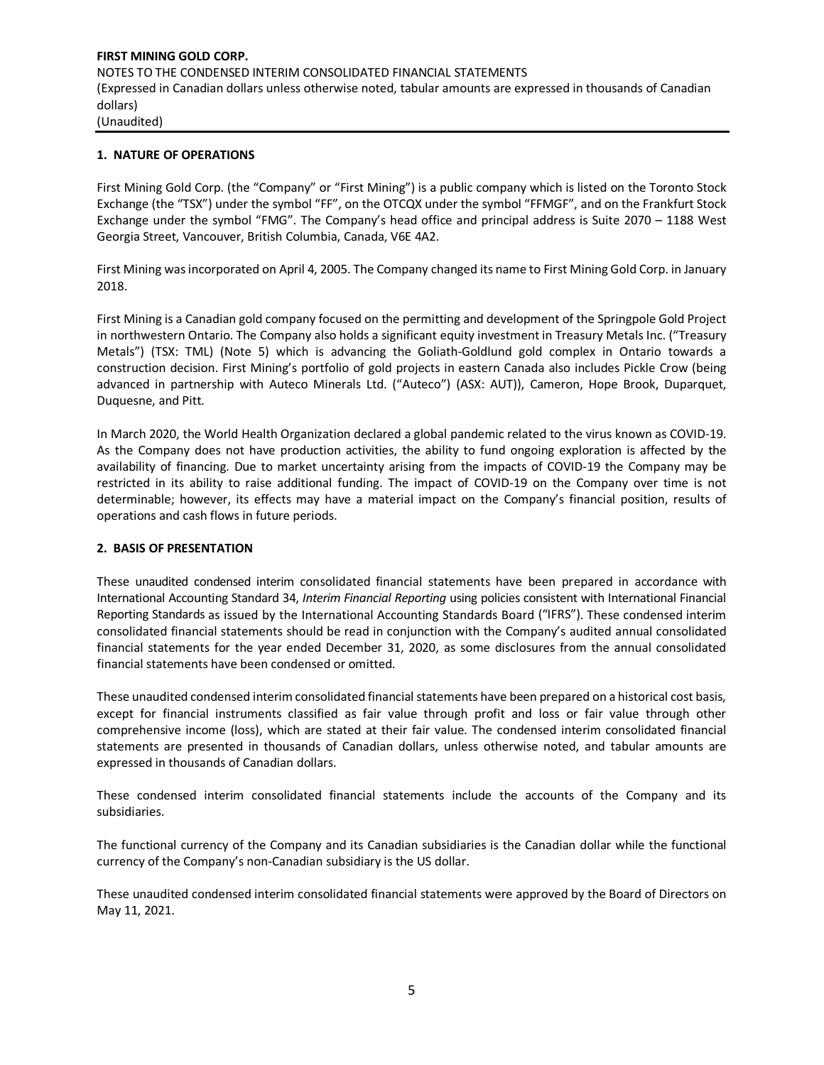## 1. NATURE OF OPERATIONS

First Mining Gold Corp. (the "Company" or "First Mining") is a public company which is listed on the Toronto Stock Exchange (the "TSX") under the symbol "FF", on the OTCQX under the symbol "FFMGF", and on the Frankfurt Stock Exchange under the symbol "FMG". The Company's head office and principal address is Suite 2070 – 1188 West Georgia Street, Vancouver, British Columbia, Canada, V6E 4A2.

First Mining was incorporated on April 4, 2005. The Company changed its name to First Mining Gold Corp. in January 2018.

First Mining is a Canadian gold company focused on the permitting and development of the Springpole Gold Project in northwestern Ontario. The Company also holds a significant equity investment in Treasury Metals Inc. ("Treasury Metals") (TSX: TML) (Note 5) which is advancing the Goliath-Goldlund gold complex in Ontario towards a construction decision. First Mining's portfolio of gold projects in eastern Canada also includes Pickle Crow (being advanced in partnership with Auteco Minerals Ltd. ("Auteco") (ASX: AUT)), Cameron, Hope Brook, Duparquet, Duquesne, and Pitt.

In March 2020, the World Health Organization declared a global pandemic related to the virus known as COVID-19. As the Company does not have production activities, the ability to fund ongoing exploration is affected by the availability of financing. Due to market uncertainty arising from the impacts of COVID-19 the Company may be restricted in its ability to raise additional funding. The impact of COVID-19 on the Company over time is not determinable; however, its effects may have a material impact on the Company's financial position, results of operations and cash flows in future periods.

## 2. BASIS OF PRESENTATION

These unaudited condensed interim consolidated financial statements have been prepared in accordance with International Accounting Standard 34, *Interim Financial Reporting* using policies consistent with International Financial Reporting Standards as issued by the International Accounting Standards Board ("IFRS"). These condensed interim consolidated financial statements should be read in conjunction with the Company's audited annual consolidated financial statements for the year ended December 31, 2020, as some disclosures from the annual consolidated financial statements have been condensed or omitted.

These unaudited condensed interim consolidated financial statements have been prepared on a historical cost basis, except for financial instruments classified as fair value through profit and loss or fair value through other comprehensive income (loss), which are stated at their fair value. The condensed interim consolidated financial statements are presented in thousands of Canadian dollars, unless otherwise noted, and tabular amounts are expressed in thousands of Canadian dollars.

These condensed interim consolidated financial statements include the accounts of the Company and its subsidiaries.

The functional currency of the Company and its Canadian subsidiaries is the Canadian dollar while the functional currency of the Company's non-Canadian subsidiary is the US dollar.

These unaudited condensed interim consolidated financial statements were approved by the Board of Directors on May 11, 2021.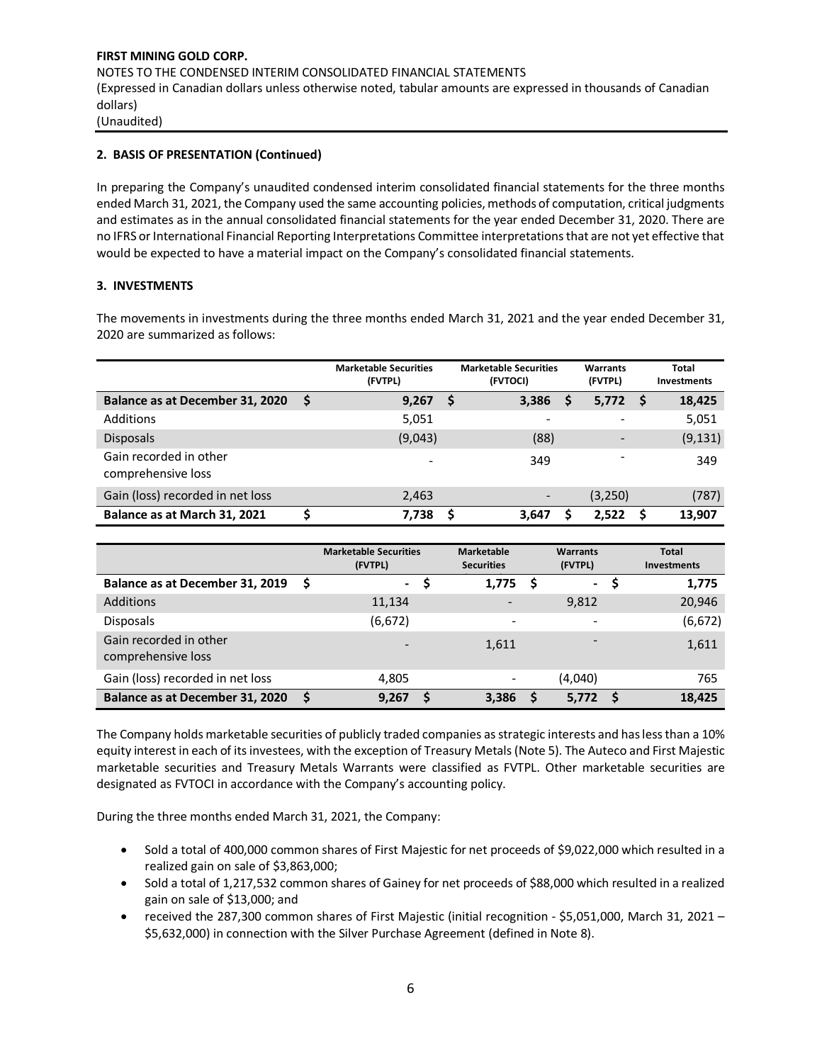**FIRST MINING GOLD CORP.**
NOTES TO THE CONDENSED INTERIM CONSOLIDATED FINANCIAL STATEMENTS
(Expressed in Canadian dollars unless otherwise noted, tabular amounts are expressed in thousands of Canadian dollars)
(Unaudited)

**2. BASIS OF PRESENTATION (Continued)**

In preparing the Company's unaudited condensed interim consolidated financial statements for the three months ended March 31, 2021, the Company used the same accounting policies, methods of computation, critical judgments and estimates as in the annual consolidated financial statements for the year ended December 31, 2020. There are no IFRS or International Financial Reporting Interpretations Committee interpretations that are not yet effective that would be expected to have a material impact on the Company's consolidated financial statements.

**3. INVESTMENTS**

The movements in investments during the three months ended March 31, 2021 and the year ended December 31, 2020 are summarized as follows:

| | Marketable Securities (FVTPL) | Marketable Securities (FVTOCI) | Warrants (FVTPL) | Total Investments |
|---|---|---|---|---|
| **Balance as at December 31, 2020** | **$ 9,267** | **$ 3,386** | **$ 5,772** | **$ 18,425** |
| Additions | 5,051 | - | - | 5,051 |
| Disposals | (9,043) | (88) | - | (9,131) |
| Gain recorded in other comprehensive loss | - | 349 | - | 349 |
| Gain (loss) recorded in net loss | 2,463 | - | (3,250) | (787) |
| **Balance as at March 31, 2021** | **$ 7,738** | **$ 3,647** | **$ 2,522** | **$ 13,907** |

| | Marketable Securities (FVTPL) | Marketable Securities | Warrants (FVTPL) | Total Investments |
|---|---|---|---|---|
| **Balance as at December 31, 2019** | **$ -** | **$ 1,775** | **$ -** | **$ 1,775** |
| Additions | 11,134 | - | 9,812 | 20,946 |
| Disposals | (6,672) | - | - | (6,672) |
| Gain recorded in other comprehensive loss | - | 1,611 | - | 1,611 |
| Gain (loss) recorded in net loss | 4,805 | - | (4,040) | 765 |
| **Balance as at December 31, 2020** | **$ 9,267** | **$ 3,386** | **$ 5,772** | **$ 18,425** |

The Company holds marketable securities of publicly traded companies as strategic interests and has less than a 10% equity interest in each of its investees, with the exception of Treasury Metals (Note 5). The Auteco and First Majestic marketable securities and Treasury Metals Warrants were classified as FVTPL. Other marketable securities are designated as FVTOCI in accordance with the Company's accounting policy.

During the three months ended March 31, 2021, the Company:

- Sold a total of 400,000 common shares of First Majestic for net proceeds of $9,022,000 which resulted in a realized gain on sale of $3,863,000;
- Sold a total of 1,217,532 common shares of Gainey for net proceeds of $88,000 which resulted in a realized gain on sale of $13,000; and
- received the 287,300 common shares of First Majestic (initial recognition - $5,051,000, March 31, 2021 – $5,632,000) in connection with the Silver Purchase Agreement (defined in Note 8).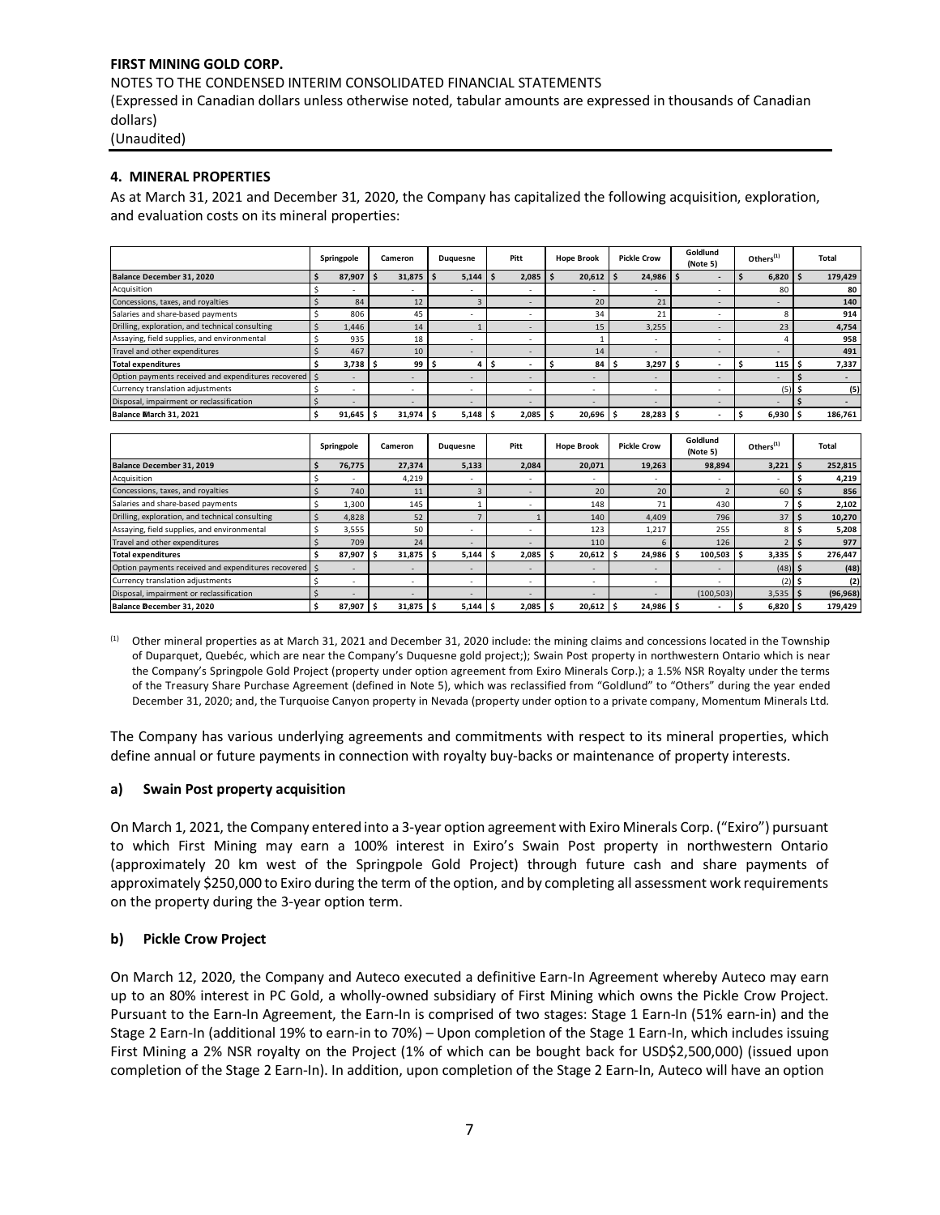**FIRST MINING GOLD CORP.**

NOTES TO THE CONDENSED INTERIM CONSOLIDATED FINANCIAL STATEMENTS

(Expressed in Canadian dollars unless otherwise noted, tabular amounts are expressed in thousands of Canadian dollars)

(Unaudited)

### 4. MINERAL PROPERTIES

As at March 31, 2021 and December 31, 2020, the Company has capitalized the following acquisition, exploration, and evaluation costs on its mineral properties:

| | Springpole | Cameron | Duquesne | Pitt | Hope Brook | Pickle Crow | Goldlund (Note 5) | Others[(1)] | Total |
|---|---|---|---|---|---|---|---|---|---|
| **Balance December 31, 2020** | $ 87,907 | $ 31,875 | $ 5,144 | $ 2,085 | $ 20,612 | $ 24,986 | $ - | $ 6,820 | $ 179,429 |
| Acquisition | $ - | - | - | - | - | - | - | 80 | 80 |
| Concessions, taxes, and royalties | $ 84 | 12 | 3 | - | 20 | 21 | - | - | 140 |
| Salaries and share-based payments | $ 806 | 45 | - | - | 34 | 21 | - | 8 | 914 |
| Drilling, exploration, and technical consulting | $ 1,446 | 14 | 1 | - | 15 | 3,255 | - | 23 | 4,754 |
| Assaying, field supplies, and environmental | $ 935 | 18 | - | - | 1 | - | - | 4 | 958 |
| Travel and other expenditures | $ 467 | 10 | - | - | 14 | - | - | - | 491 |
| **Total expenditures** | $ 3,738 | $ 99 | $ 4 | $ - | $ 84 | $ 3,297 | $ - | $ 115 | $ 7,337 |
| Option payments received and expenditures recovered | $ - | - | - | - | - | - | - | - | $ - |
| Currency translation adjustments | $ - | - | - | - | - | - | - | (5) | $ (5) |
| Disposal, impairment or reclassification | $ - | - | - | - | - | - | - | - | $ - |
| **Balance March 31, 2021** | $ 91,645 | $ 31,974 | $ 5,148 | $ 2,085 | $ 20,696 | $ 28,283 | $ - | $ 6,930 | $ 186,761 |

| | Springpole | Cameron | Duquesne | Pitt | Hope Brook | Pickle Crow | Goldlund (Note 5) | Others[(1)] | Total |
|---|---|---|---|---|---|---|---|---|---|
| **Balance December 31, 2019** | $ 76,775 | 27,374 | 5,133 | 2,084 | 20,071 | 19,263 | 98,894 | 3,221 | $ 252,815 |
| Acquisition | $ - | 4,219 | - | - | - | - | - | - | $ 4,219 |
| Concessions, taxes, and royalties | $ 740 | 11 | 3 | - | 20 | 20 | 2 | 60 | $ 856 |
| Salaries and share-based payments | $ 1,300 | 145 | 1 | - | 148 | 71 | 430 | 7 | $ 2,102 |
| Drilling, exploration, and technical consulting | $ 4,828 | 52 | 7 | 1 | 140 | 4,409 | 796 | 37 | $ 10,270 |
| Assaying, field supplies, and environmental | $ 3,555 | 50 | - | - | 123 | 1,217 | 255 | 8 | $ 5,208 |
| Travel and other expenditures | $ 709 | 24 | - | - | 110 | 6 | 126 | 2 | $ 977 |
| **Total expenditures** | $ 87,907 | $ 31,875 | $ 5,144 | $ 2,085 | $ 20,612 | $ 24,986 | $ 100,503 | $ 3,335 | $ 276,447 |
| Option payments received and expenditures recovered | $ - | - | - | - | - | - | - | (48) | $ (48) |
| Currency translation adjustments | $ - | - | - | - | - | - | - | (2) | $ (2) |
| Disposal, impairment or reclassification | $ - | - | - | - | - | - | (100,503) | 3,535 | $ (96,968) |
| **Balance December 31, 2020** | $ 87,907 | $ 31,875 | $ 5,144 | $ 2,085 | $ 20,612 | $ 24,986 | $ - | $ 6,820 | $ 179,429 |

(1) Other mineral properties as at March 31, 2021 and December 31, 2020 include: the mining claims and concessions located in the Township of Duparquet, Quebéc, which are near the Company's Duquesne gold project;); Swain Post property in northwestern Ontario which is near the Company's Springpole Gold Project (property under option agreement from Exiro Minerals Corp.); a 1.5% NSR Royalty under the terms of the Treasury Share Purchase Agreement (defined in Note 5), which was reclassified from "Goldlund" to "Others" during the year ended December 31, 2020; and, the Turquoise Canyon property in Nevada (property under option to a private company, Momentum Minerals Ltd.

The Company has various underlying agreements and commitments with respect to its mineral properties, which define annual or future payments in connection with royalty buy-backs or maintenance of property interests.

#### a) Swain Post property acquisition

On March 1, 2021, the Company entered into a 3-year option agreement with Exiro Minerals Corp. ("Exiro") pursuant to which First Mining may earn a 100% interest in Exiro's Swain Post property in northwestern Ontario (approximately 20 km west of the Springpole Gold Project) through future cash and share payments of approximately $250,000 to Exiro during the term of the option, and by completing all assessment work requirements on the property during the 3-year option term.

#### b) Pickle Crow Project

On March 12, 2020, the Company and Auteco executed a definitive Earn-In Agreement whereby Auteco may earn up to an 80% interest in PC Gold, a wholly-owned subsidiary of First Mining which owns the Pickle Crow Project. Pursuant to the Earn-In Agreement, the Earn-In is comprised of two stages: Stage 1 Earn-In (51% earn-in) and the Stage 2 Earn-In (additional 19% to earn-in to 70%) – Upon completion of the Stage 1 Earn-In, which includes issuing First Mining a 2% NSR royalty on the Project (1% of which can be bought back for USD$2,500,000) (issued upon completion of the Stage 2 Earn-In). In addition, upon completion of the Stage 2 Earn-In, Auteco will have an option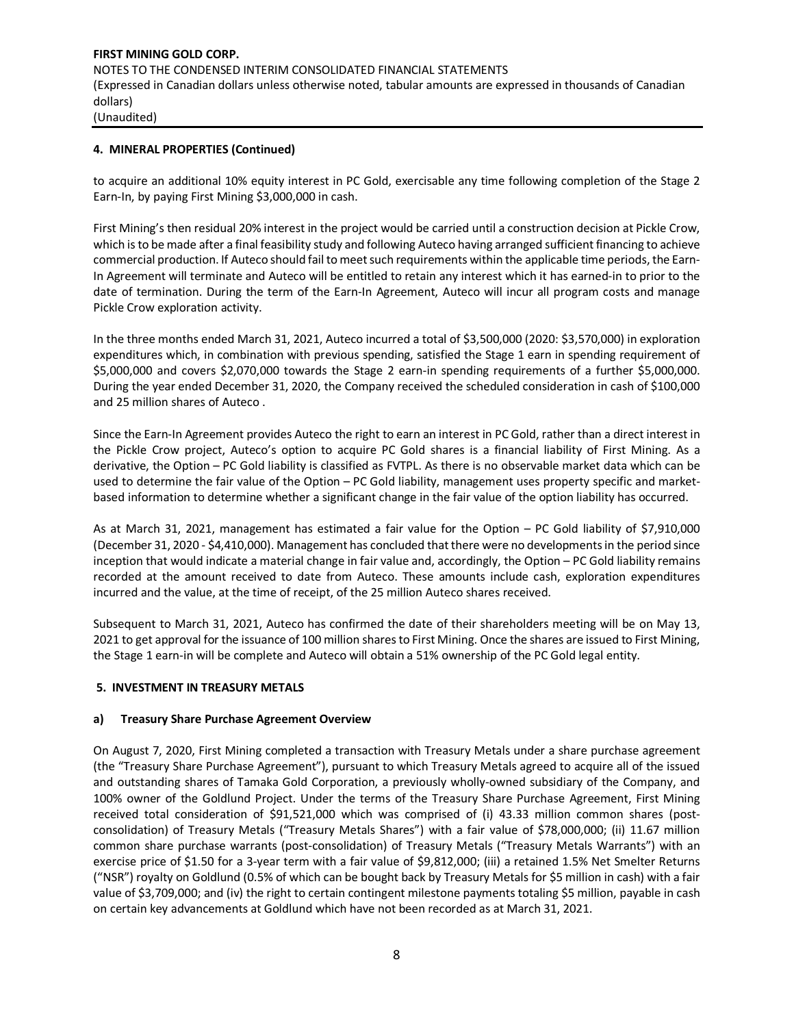## 4. MINERAL PROPERTIES (Continued)

to acquire an additional 10% equity interest in PC Gold, exercisable any time following completion of the Stage 2 Earn-In, by paying First Mining $3,000,000 in cash.

First Mining's then residual 20% interest in the project would be carried until a construction decision at Pickle Crow, which is to be made after a final feasibility study and following Auteco having arranged sufficient financing to achieve commercial production. If Auteco should fail to meet such requirements within the applicable time periods, the Earn-In Agreement will terminate and Auteco will be entitled to retain any interest which it has earned-in to prior to the date of termination. During the term of the Earn-In Agreement, Auteco will incur all program costs and manage Pickle Crow exploration activity.

In the three months ended March 31, 2021, Auteco incurred a total of $3,500,000 (2020: $3,570,000) in exploration expenditures which, in combination with previous spending, satisfied the Stage 1 earn in spending requirement of $5,000,000 and covers $2,070,000 towards the Stage 2 earn-in spending requirements of a further $5,000,000. During the year ended December 31, 2020, the Company received the scheduled consideration in cash of $100,000 and 25 million shares of Auteco .

Since the Earn-In Agreement provides Auteco the right to earn an interest in PC Gold, rather than a direct interest in the Pickle Crow project, Auteco's option to acquire PC Gold shares is a financial liability of First Mining. As a derivative, the Option – PC Gold liability is classified as FVTPL. As there is no observable market data which can be used to determine the fair value of the Option – PC Gold liability, management uses property specific and market-based information to determine whether a significant change in the fair value of the option liability has occurred.

As at March 31, 2021, management has estimated a fair value for the Option – PC Gold liability of $7,910,000 (December 31, 2020 - $4,410,000). Management has concluded that there were no developments in the period since inception that would indicate a material change in fair value and, accordingly, the Option – PC Gold liability remains recorded at the amount received to date from Auteco. These amounts include cash, exploration expenditures incurred and the value, at the time of receipt, of the 25 million Auteco shares received.

Subsequent to March 31, 2021, Auteco has confirmed the date of their shareholders meeting will be on May 13, 2021 to get approval for the issuance of 100 million shares to First Mining. Once the shares are issued to First Mining, the Stage 1 earn-in will be complete and Auteco will obtain a 51% ownership of the PC Gold legal entity.

## 5. INVESTMENT IN TREASURY METALS

### a) Treasury Share Purchase Agreement Overview

On August 7, 2020, First Mining completed a transaction with Treasury Metals under a share purchase agreement (the "Treasury Share Purchase Agreement"), pursuant to which Treasury Metals agreed to acquire all of the issued and outstanding shares of Tamaka Gold Corporation, a previously wholly-owned subsidiary of the Company, and 100% owner of the Goldlund Project. Under the terms of the Treasury Share Purchase Agreement, First Mining received total consideration of $91,521,000 which was comprised of (i) 43.33 million common shares (post-consolidation) of Treasury Metals ("Treasury Metals Shares") with a fair value of $78,000,000; (ii) 11.67 million common share purchase warrants (post-consolidation) of Treasury Metals ("Treasury Metals Warrants") with an exercise price of $1.50 for a 3-year term with a fair value of $9,812,000; (iii) a retained 1.5% Net Smelter Returns ("NSR") royalty on Goldlund (0.5% of which can be bought back by Treasury Metals for $5 million in cash) with a fair value of $3,709,000; and (iv) the right to certain contingent milestone payments totaling $5 million, payable in cash on certain key advancements at Goldlund which have not been recorded as at March 31, 2021.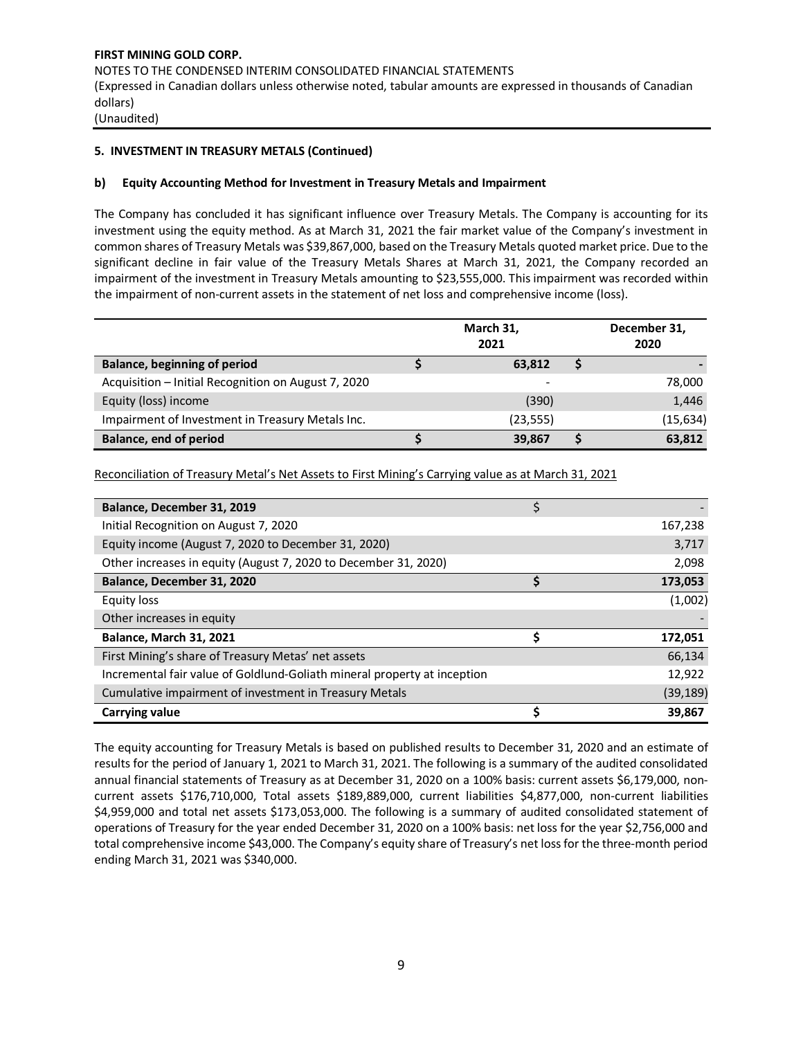**5. INVESTMENT IN TREASURY METALS (Continued)**

**b) Equity Accounting Method for Investment in Treasury Metals and Impairment**

The Company has concluded it has significant influence over Treasury Metals. The Company is accounting for its investment using the equity method. As at March 31, 2021 the fair market value of the Company's investment in common shares of Treasury Metals was $39,867,000, based on the Treasury Metals quoted market price. Due to the significant decline in fair value of the Treasury Metals Shares at March 31, 2021, the Company recorded an impairment of the investment in Treasury Metals amounting to $23,555,000. This impairment was recorded within the impairment of non-current assets in the statement of net loss and comprehensive income (loss).

| | | March 31, 2021 | | December 31, 2020 |
|---|---|---|---|---|
| **Balance, beginning of period** | **$** | **63,812** | **$** | **-** |
| Acquisition – Initial Recognition on August 7, 2020 | | - | | 78,000 |
| Equity (loss) income | | (390) | | 1,446 |
| Impairment of Investment in Treasury Metals Inc. | | (23,555) | | (15,634) |
| **Balance, end of period** | **$** | **39,867** | **$** | **63,812** |

Reconciliation of Treasury Metal's Net Assets to First Mining's Carrying value as at March 31, 2021

| | | |
|---|---|---|
| **Balance, December 31, 2019** | $ | - |
| Initial Recognition on August 7, 2020 | | 167,238 |
| Equity income (August 7, 2020 to December 31, 2020) | | 3,717 |
| Other increases in equity (August 7, 2020 to December 31, 2020) | | 2,098 |
| **Balance, December 31, 2020** | **$** | **173,053** |
| Equity loss | | (1,002) |
| Other increases in equity | | - |
| **Balance, March 31, 2021** | **$** | **172,051** |
| First Mining's share of Treasury Metas' net assets | | 66,134 |
| Incremental fair value of Goldlund-Goliath mineral property at inception | | 12,922 |
| Cumulative impairment of investment in Treasury Metals | | (39,189) |
| **Carrying value** | **$** | **39,867** |

The equity accounting for Treasury Metals is based on published results to December 31, 2020 and an estimate of results for the period of January 1, 2021 to March 31, 2021. The following is a summary of the audited consolidated annual financial statements of Treasury as at December 31, 2020 on a 100% basis: current assets $6,179,000, non-current assets $176,710,000, Total assets $189,889,000, current liabilities $4,877,000, non-current liabilities $4,959,000 and total net assets $173,053,000. The following is a summary of audited consolidated statement of operations of Treasury for the year ended December 31, 2020 on a 100% basis: net loss for the year $2,756,000 and total comprehensive income $43,000. The Company's equity share of Treasury's net loss for the three-month period ending March 31, 2021 was $340,000.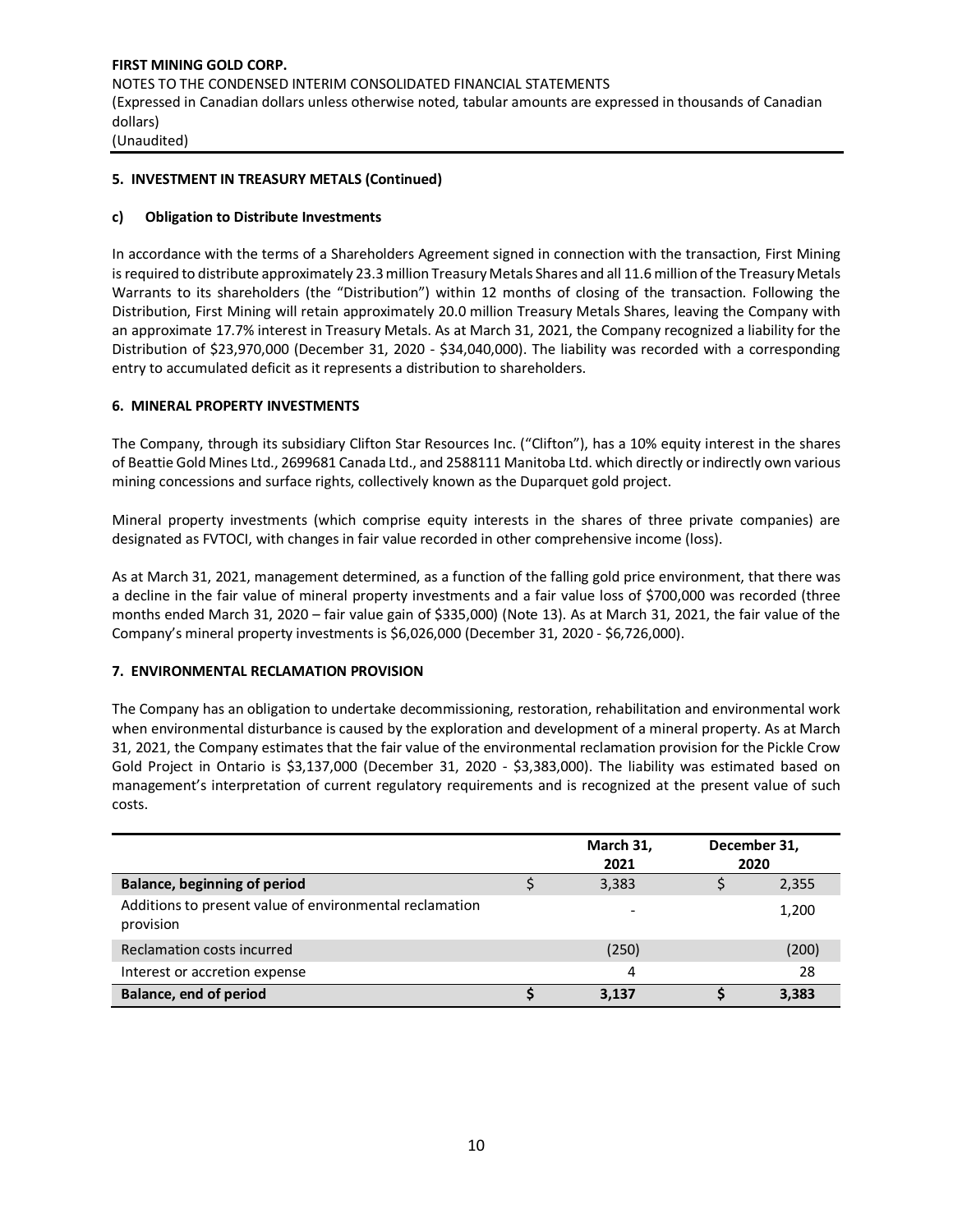## 5. INVESTMENT IN TREASURY METALS (Continued)

### c) Obligation to Distribute Investments

In accordance with the terms of a Shareholders Agreement signed in connection with the transaction, First Mining is required to distribute approximately 23.3 million Treasury Metals Shares and all 11.6 million of the Treasury Metals Warrants to its shareholders (the "Distribution") within 12 months of closing of the transaction. Following the Distribution, First Mining will retain approximately 20.0 million Treasury Metals Shares, leaving the Company with an approximate 17.7% interest in Treasury Metals. As at March 31, 2021, the Company recognized a liability for the Distribution of $23,970,000 (December 31, 2020 - $34,040,000). The liability was recorded with a corresponding entry to accumulated deficit as it represents a distribution to shareholders.

## 6. MINERAL PROPERTY INVESTMENTS

The Company, through its subsidiary Clifton Star Resources Inc. ("Clifton"), has a 10% equity interest in the shares of Beattie Gold Mines Ltd., 2699681 Canada Ltd., and 2588111 Manitoba Ltd. which directly or indirectly own various mining concessions and surface rights, collectively known as the Duparquet gold project.

Mineral property investments (which comprise equity interests in the shares of three private companies) are designated as FVTOCI, with changes in fair value recorded in other comprehensive income (loss).

As at March 31, 2021, management determined, as a function of the falling gold price environment, that there was a decline in the fair value of mineral property investments and a fair value loss of $700,000 was recorded (three months ended March 31, 2020 – fair value gain of $335,000) (Note 13). As at March 31, 2021, the fair value of the Company's mineral property investments is $6,026,000 (December 31, 2020 - $6,726,000).

## 7. ENVIRONMENTAL RECLAMATION PROVISION

The Company has an obligation to undertake decommissioning, restoration, rehabilitation and environmental work when environmental disturbance is caused by the exploration and development of a mineral property. As at March 31, 2021, the Company estimates that the fair value of the environmental reclamation provision for the Pickle Crow Gold Project in Ontario is $3,137,000 (December 31, 2020 - $3,383,000). The liability was estimated based on management's interpretation of current regulatory requirements and is recognized at the present value of such costs.

| | March 31, 2021 | December 31, 2020 |
|---|---|---|
| **Balance, beginning of period** | $ 3,383 | $ 2,355 |
| Additions to present value of environmental reclamation provision | - | 1,200 |
| Reclamation costs incurred | (250) | (200) |
| Interest or accretion expense | 4 | 28 |
| **Balance, end of period** | **$ 3,137** | **$ 3,383** |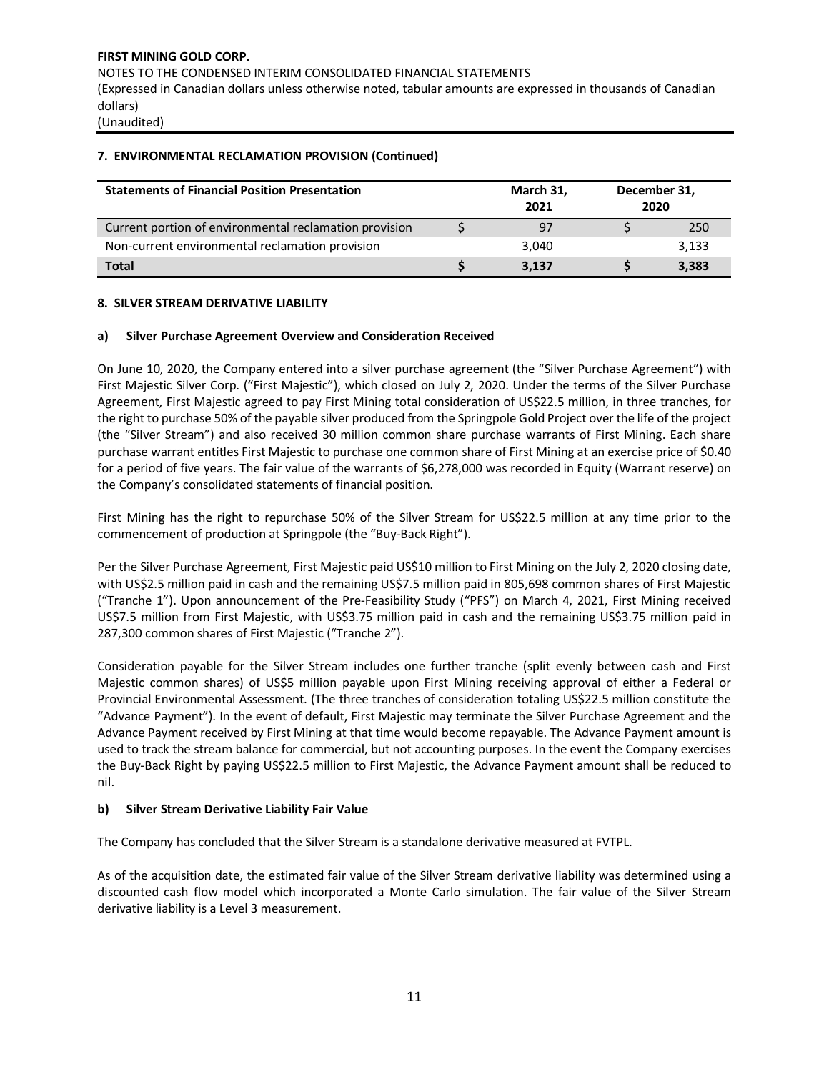## 7. ENVIRONMENTAL RECLAMATION PROVISION (Continued)

| Statements of Financial Position Presentation | March 31, 2021 | December 31, 2020 |
|---|---|---|
| Current portion of environmental reclamation provision | $ 97 | $ 250 |
| Non-current environmental reclamation provision | 3,040 | 3,133 |
| **Total** | **$ 3,137** | **$ 3,383** |

## 8. SILVER STREAM DERIVATIVE LIABILITY

### a) Silver Purchase Agreement Overview and Consideration Received

On June 10, 2020, the Company entered into a silver purchase agreement (the "Silver Purchase Agreement") with First Majestic Silver Corp. ("First Majestic"), which closed on July 2, 2020. Under the terms of the Silver Purchase Agreement, First Majestic agreed to pay First Mining total consideration of US$22.5 million, in three tranches, for the right to purchase 50% of the payable silver produced from the Springpole Gold Project over the life of the project (the "Silver Stream") and also received 30 million common share purchase warrants of First Mining. Each share purchase warrant entitles First Majestic to purchase one common share of First Mining at an exercise price of $0.40 for a period of five years. The fair value of the warrants of $6,278,000 was recorded in Equity (Warrant reserve) on the Company's consolidated statements of financial position.

First Mining has the right to repurchase 50% of the Silver Stream for US$22.5 million at any time prior to the commencement of production at Springpole (the "Buy-Back Right").

Per the Silver Purchase Agreement, First Majestic paid US$10 million to First Mining on the July 2, 2020 closing date, with US$2.5 million paid in cash and the remaining US$7.5 million paid in 805,698 common shares of First Majestic ("Tranche 1"). Upon announcement of the Pre-Feasibility Study ("PFS") on March 4, 2021, First Mining received US$7.5 million from First Majestic, with US$3.75 million paid in cash and the remaining US$3.75 million paid in 287,300 common shares of First Majestic ("Tranche 2").

Consideration payable for the Silver Stream includes one further tranche (split evenly between cash and First Majestic common shares) of US$5 million payable upon First Mining receiving approval of either a Federal or Provincial Environmental Assessment. (The three tranches of consideration totaling US$22.5 million constitute the "Advance Payment"). In the event of default, First Majestic may terminate the Silver Purchase Agreement and the Advance Payment received by First Mining at that time would become repayable. The Advance Payment amount is used to track the stream balance for commercial, but not accounting purposes. In the event the Company exercises the Buy-Back Right by paying US$22.5 million to First Majestic, the Advance Payment amount shall be reduced to nil.

### b) Silver Stream Derivative Liability Fair Value

The Company has concluded that the Silver Stream is a standalone derivative measured at FVTPL.

As of the acquisition date, the estimated fair value of the Silver Stream derivative liability was determined using a discounted cash flow model which incorporated a Monte Carlo simulation. The fair value of the Silver Stream derivative liability is a Level 3 measurement.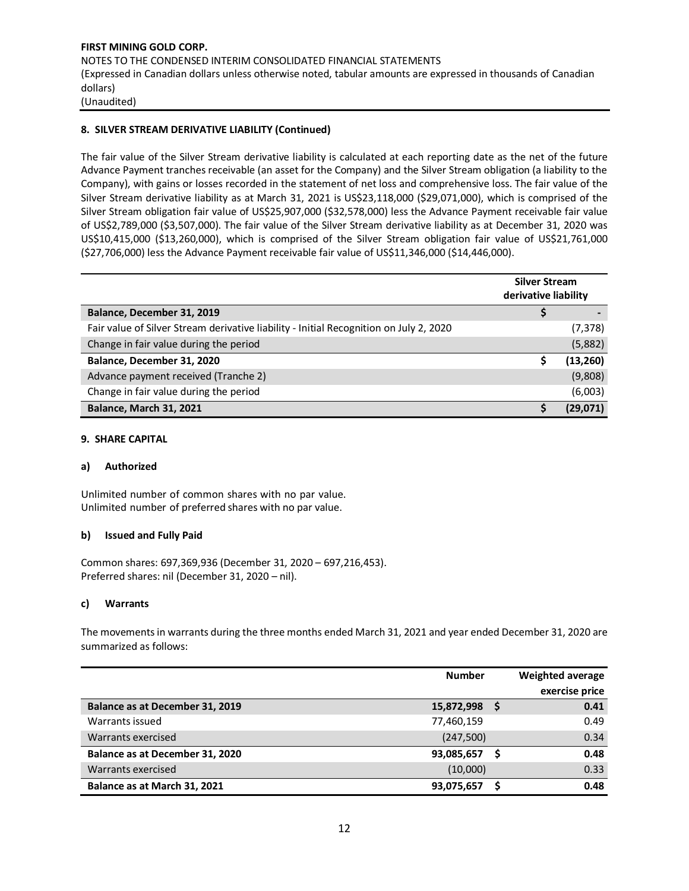## 8. SILVER STREAM DERIVATIVE LIABILITY (Continued)

The fair value of the Silver Stream derivative liability is calculated at each reporting date as the net of the future Advance Payment tranches receivable (an asset for the Company) and the Silver Stream obligation (a liability to the Company), with gains or losses recorded in the statement of net loss and comprehensive loss. The fair value of the Silver Stream derivative liability as at March 31, 2021 is US$23,118,000 ($29,071,000), which is comprised of the Silver Stream obligation fair value of US$25,907,000 ($32,578,000) less the Advance Payment receivable fair value of US$2,789,000 ($3,507,000). The fair value of the Silver Stream derivative liability as at December 31, 2020 was US$10,415,000 ($13,260,000), which is comprised of the Silver Stream obligation fair value of US$21,761,000 ($27,706,000) less the Advance Payment receivable fair value of US$11,346,000 ($14,446,000).

| | Silver Stream derivative liability |
|---|---|
| **Balance, December 31, 2019** | **$ -** |
| Fair value of Silver Stream derivative liability - Initial Recognition on July 2, 2020 | (7,378) |
| Change in fair value during the period | (5,882) |
| **Balance, December 31, 2020** | **$ (13,260)** |
| Advance payment received (Tranche 2) | (9,808) |
| Change in fair value during the period | (6,003) |
| **Balance, March 31, 2021** | **$ (29,071)** |

## 9. SHARE CAPITAL

### a) Authorized

Unlimited number of common shares with no par value.
Unlimited number of preferred shares with no par value.

### b) Issued and Fully Paid

Common shares: 697,369,936 (December 31, 2020 – 697,216,453).
Preferred shares: nil (December 31, 2020 – nil).

### c) Warrants

The movements in warrants during the three months ended March 31, 2021 and year ended December 31, 2020 are summarized as follows:

| | Number | Weighted average exercise price |
|---|---|---|
| **Balance as at December 31, 2019** | **15,872,998** | **$ 0.41** |
| Warrants issued | 77,460,159 | 0.49 |
| Warrants exercised | (247,500) | 0.34 |
| **Balance as at December 31, 2020** | **93,085,657** | **$ 0.48** |
| Warrants exercised | (10,000) | 0.33 |
| **Balance as at March 31, 2021** | **93,075,657** | **$ 0.48** |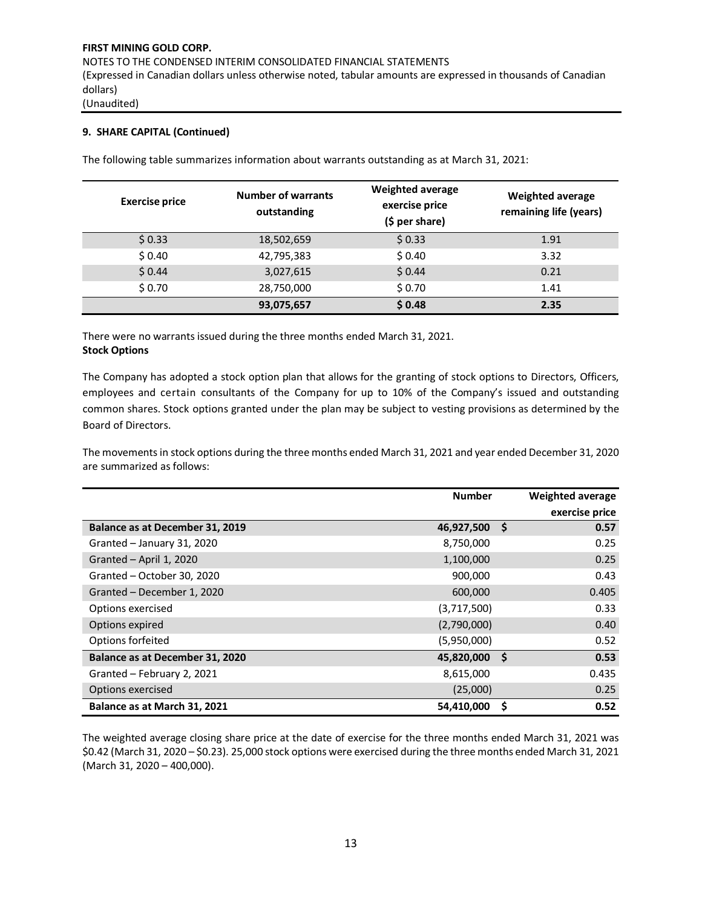### 9. SHARE CAPITAL (Continued)

The following table summarizes information about warrants outstanding as at March 31, 2021:

| Exercise price | Number of warrants outstanding | Weighted average exercise price ($ per share) | Weighted average remaining life (years) |
|---|---|---|---|
| $ 0.33 | 18,502,659 | $ 0.33 | 1.91 |
| $ 0.40 | 42,795,383 | $ 0.40 | 3.32 |
| $ 0.44 | 3,027,615 | $ 0.44 | 0.21 |
| $ 0.70 | 28,750,000 | $ 0.70 | 1.41 |
| | **93,075,657** | **$ 0.48** | **2.35** |

There were no warrants issued during the three months ended March 31, 2021.

**Stock Options**

The Company has adopted a stock option plan that allows for the granting of stock options to Directors, Officers, employees and certain consultants of the Company for up to 10% of the Company's issued and outstanding common shares. Stock options granted under the plan may be subject to vesting provisions as determined by the Board of Directors.

The movements in stock options during the three months ended March 31, 2021 and year ended December 31, 2020 are summarized as follows:

| | Number | Weighted average exercise price |
|---|---|---|
| **Balance as at December 31, 2019** | **46,927,500** | **$ 0.57** |
| Granted – January 31, 2020 | 8,750,000 | 0.25 |
| Granted – April 1, 2020 | 1,100,000 | 0.25 |
| Granted – October 30, 2020 | 900,000 | 0.43 |
| Granted – December 1, 2020 | 600,000 | 0.405 |
| Options exercised | (3,717,500) | 0.33 |
| Options expired | (2,790,000) | 0.40 |
| Options forfeited | (5,950,000) | 0.52 |
| **Balance as at December 31, 2020** | **45,820,000** | **$ 0.53** |
| Granted – February 2, 2021 | 8,615,000 | 0.435 |
| Options exercised | (25,000) | 0.25 |
| **Balance as at March 31, 2021** | **54,410,000** | **$ 0.52** |

The weighted average closing share price at the date of exercise for the three months ended March 31, 2021 was $0.42 (March 31, 2020 – $0.23). 25,000 stock options were exercised during the three months ended March 31, 2021 (March 31, 2020 – 400,000).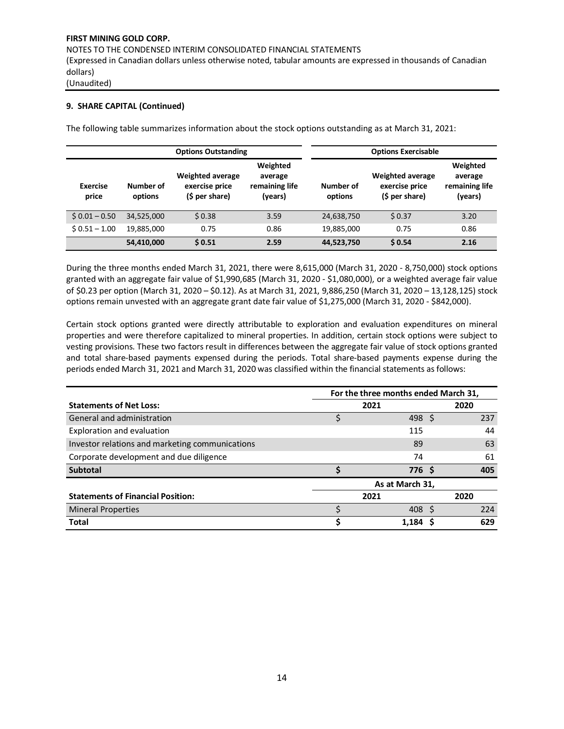**FIRST MINING GOLD CORP.**
NOTES TO THE CONDENSED INTERIM CONSOLIDATED FINANCIAL STATEMENTS
(Expressed in Canadian dollars unless otherwise noted, tabular amounts are expressed in thousands of Canadian dollars)
(Unaudited)

**9. SHARE CAPITAL (Continued)**

The following table summarizes information about the stock options outstanding as at March 31, 2021:

| | Options Outstanding | | | Options Exercisable | | |
|---|---|---|---|---|---|---|
| **Exercise price** | **Number of options** | **Weighted average exercise price ($ per share)** | **Weighted average remaining life (years)** | **Number of options** | **Weighted average exercise price ($ per share)** | **Weighted average remaining life (years)** |
| $ 0.01 – 0.50 | 34,525,000 | $ 0.38 | 3.59 | 24,638,750 | $ 0.37 | 3.20 |
| $ 0.51 – 1.00 | 19,885,000 | 0.75 | 0.86 | 19,885,000 | 0.75 | 0.86 |
| | **54,410,000** | **$ 0.51** | **2.59** | **44,523,750** | **$ 0.54** | **2.16** |

During the three months ended March 31, 2021, there were 8,615,000 (March 31, 2020 - 8,750,000) stock options granted with an aggregate fair value of $1,990,685 (March 31, 2020 - $1,080,000), or a weighted average fair value of $0.23 per option (March 31, 2020 – $0.12). As at March 31, 2021, 9,886,250 (March 31, 2020 – 13,128,125) stock options remain unvested with an aggregate grant date fair value of $1,275,000 (March 31, 2020 - $842,000).

Certain stock options granted were directly attributable to exploration and evaluation expenditures on mineral properties and were therefore capitalized to mineral properties. In addition, certain stock options were subject to vesting provisions. These two factors result in differences between the aggregate fair value of stock options granted and total share-based payments expensed during the periods. Total share-based payments expense during the periods ended March 31, 2021 and March 31, 2020 was classified within the financial statements as follows:

| | For the three months ended March 31, | |
|---|---|---|
| **Statements of Net Loss:** | **2021** | **2020** |
| General and administration | $ 498 | $ 237 |
| Exploration and evaluation | 115 | 44 |
| Investor relations and marketing communications | 89 | 63 |
| Corporate development and due diligence | 74 | 61 |
| **Subtotal** | **$ 776** | **$ 405** |
| | **As at March 31,** | |
| **Statements of Financial Position:** | **2021** | **2020** |
| Mineral Properties | $ 408 | $ 224 |
| **Total** | **$ 1,184** | **$ 629** |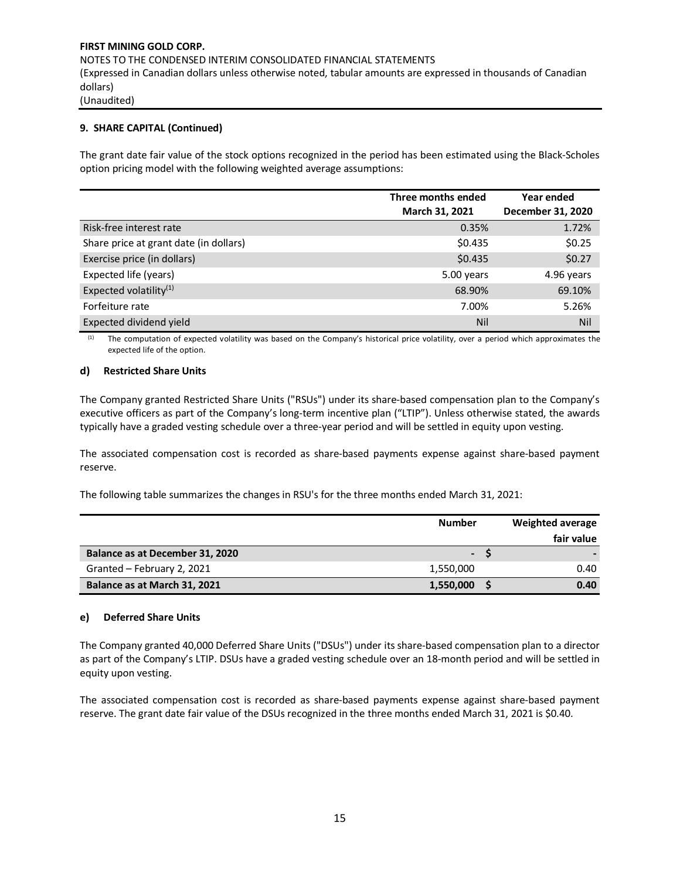## 9. SHARE CAPITAL (Continued)

The grant date fair value of the stock options recognized in the period has been estimated using the Black-Scholes option pricing model with the following weighted average assumptions:

| | Three months ended March 31, 2021 | Year ended December 31, 2020 |
|---|---|---|
| Risk-free interest rate | 0.35% | 1.72% |
| Share price at grant date (in dollars) | $0.435 | $0.25 |
| Exercise price (in dollars) | $0.435 | $0.27 |
| Expected life (years) | 5.00 years | 4.96 years |
| Expected volatility[(1)] | 68.90% | 69.10% |
| Forfeiture rate | 7.00% | 5.26% |
| Expected dividend yield | Nil | Nil |

(1) The computation of expected volatility was based on the Company's historical price volatility, over a period which approximates the expected life of the option.

### d) Restricted Share Units

The Company granted Restricted Share Units ("RSUs") under its share-based compensation plan to the Company's executive officers as part of the Company's long-term incentive plan ("LTIP"). Unless otherwise stated, the awards typically have a graded vesting schedule over a three-year period and will be settled in equity upon vesting.

The associated compensation cost is recorded as share-based payments expense against share-based payment reserve.

The following table summarizes the changes in RSU's for the three months ended March 31, 2021:

| | Number | Weighted average fair value |
|---|---|---|
| **Balance as at December 31, 2020** | **-** | **$ -** |
| Granted – February 2, 2021 | 1,550,000 | 0.40 |
| **Balance as at March 31, 2021** | **1,550,000** | **$ 0.40** |

### e) Deferred Share Units

The Company granted 40,000 Deferred Share Units ("DSUs") under its share-based compensation plan to a director as part of the Company's LTIP. DSUs have a graded vesting schedule over an 18-month period and will be settled in equity upon vesting.

The associated compensation cost is recorded as share-based payments expense against share-based payment reserve. The grant date fair value of the DSUs recognized in the three months ended March 31, 2021 is $0.40.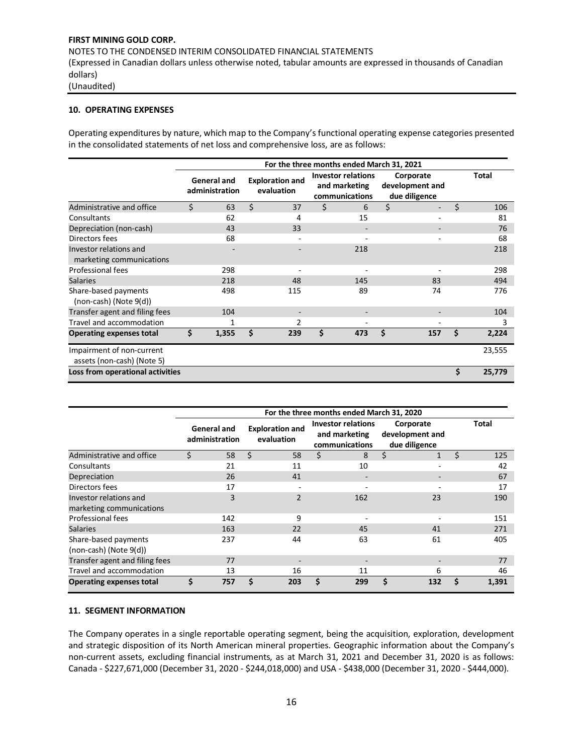**FIRST MINING GOLD CORP.**

NOTES TO THE CONDENSED INTERIM CONSOLIDATED FINANCIAL STATEMENTS

(Expressed in Canadian dollars unless otherwise noted, tabular amounts are expressed in thousands of Canadian dollars)

(Unaudited)

**10. OPERATING EXPENSES**

Operating expenditures by nature, which map to the Company's functional operating expense categories presented in the consolidated statements of net loss and comprehensive loss, are as follows:

| | For the three months ended March 31, 2021 | | | | |
|---|---|---|---|---|---|
| | General and administration | Exploration and evaluation | Investor relations and marketing communications | Corporate development and due diligence | Total |
| Administrative and office | $ 63 | $ 37 | $ 6 | $ - | $ 106 |
| Consultants | 62 | 4 | 15 | - | 81 |
| Depreciation (non-cash) | 43 | 33 | - | - | 76 |
| Directors fees | 68 | - | - | - | 68 |
| Investor relations and marketing communications | - | - | 218 | | 218 |
| Professional fees | 298 | - | - | - | 298 |
| Salaries | 218 | 48 | 145 | 83 | 494 |
| Share-based payments (non-cash) (Note 9(d)) | 498 | 115 | 89 | 74 | 776 |
| Transfer agent and filing fees | 104 | - | - | - | 104 |
| Travel and accommodation | 1 | 2 | - | - | 3 |
| **Operating expenses total** | **$ 1,355** | **$ 239** | **$ 473** | **$ 157** | **$ 2,224** |
| Impairment of non-current assets (non-cash) (Note 5) | | | | | 23,555 |
| **Loss from operational activities** | | | | | **$ 25,779** |

| | For the three months ended March 31, 2020 | | | | |
|---|---|---|---|---|---|
| | General and administration | Exploration and evaluation | Investor relations and marketing communications | Corporate development and due diligence | Total |
| Administrative and office | $ 58 | $ 58 | $ 8 | $ 1 | $ 125 |
| Consultants | 21 | 11 | 10 | - | 42 |
| Depreciation | 26 | 41 | - | - | 67 |
| Directors fees | 17 | - | - | - | 17 |
| Investor relations and marketing communications | 3 | 2 | 162 | 23 | 190 |
| Professional fees | 142 | 9 | - | - | 151 |
| Salaries | 163 | 22 | 45 | 41 | 271 |
| Share-based payments (non-cash) (Note 9(d)) | 237 | 44 | 63 | 61 | 405 |
| Transfer agent and filing fees | 77 | - | - | - | 77 |
| Travel and accommodation | 13 | 16 | 11 | 6 | 46 |
| **Operating expenses total** | **$ 757** | **$ 203** | **$ 299** | **$ 132** | **$ 1,391** |

**11. SEGMENT INFORMATION**

The Company operates in a single reportable operating segment, being the acquisition, exploration, development and strategic disposition of its North American mineral properties. Geographic information about the Company's non-current assets, excluding financial instruments, as at March 31, 2021 and December 31, 2020 is as follows: Canada - $227,671,000 (December 31, 2020 - $244,018,000) and USA - $438,000 (December 31, 2020 - $444,000).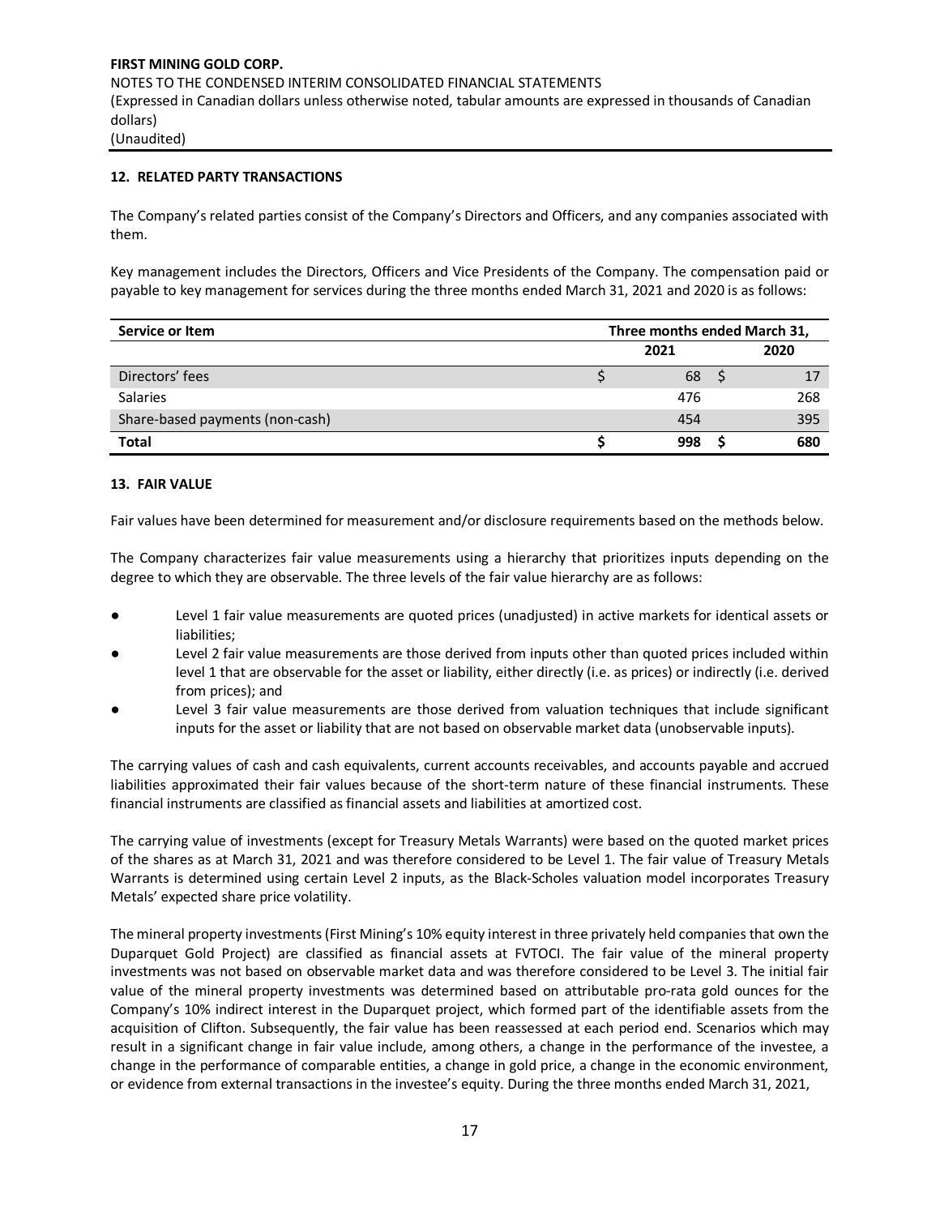## 12. RELATED PARTY TRANSACTIONS

The Company's related parties consist of the Company's Directors and Officers, and any companies associated with them.

Key management includes the Directors, Officers and Vice Presidents of the Company. The compensation paid or payable to key management for services during the three months ended March 31, 2021 and 2020 is as follows:

| Service or Item | Three months ended March 31, | |
|---|---|---|
| | 2021 | 2020 |
| Directors' fees | $ 68 | $ 17 |
| Salaries | 476 | 268 |
| Share-based payments (non-cash) | 454 | 395 |
| **Total** | **$ 998** | **$ 680** |

## 13. FAIR VALUE

Fair values have been determined for measurement and/or disclosure requirements based on the methods below.

The Company characterizes fair value measurements using a hierarchy that prioritizes inputs depending on the degree to which they are observable. The three levels of the fair value hierarchy are as follows:

- Level 1 fair value measurements are quoted prices (unadjusted) in active markets for identical assets or liabilities;
- Level 2 fair value measurements are those derived from inputs other than quoted prices included within level 1 that are observable for the asset or liability, either directly (i.e. as prices) or indirectly (i.e. derived from prices); and
- Level 3 fair value measurements are those derived from valuation techniques that include significant inputs for the asset or liability that are not based on observable market data (unobservable inputs).

The carrying values of cash and cash equivalents, current accounts receivables, and accounts payable and accrued liabilities approximated their fair values because of the short-term nature of these financial instruments. These financial instruments are classified as financial assets and liabilities at amortized cost.

The carrying value of investments (except for Treasury Metals Warrants) were based on the quoted market prices of the shares as at March 31, 2021 and was therefore considered to be Level 1. The fair value of Treasury Metals Warrants is determined using certain Level 2 inputs, as the Black-Scholes valuation model incorporates Treasury Metals' expected share price volatility.

The mineral property investments (First Mining's 10% equity interest in three privately held companies that own the Duparquet Gold Project) are classified as financial assets at FVTOCI. The fair value of the mineral property investments was not based on observable market data and was therefore considered to be Level 3. The initial fair value of the mineral property investments was determined based on attributable pro-rata gold ounces for the Company's 10% indirect interest in the Duparquet project, which formed part of the identifiable assets from the acquisition of Clifton. Subsequently, the fair value has been reassessed at each period end. Scenarios which may result in a significant change in fair value include, among others, a change in the performance of the investee, a change in the performance of comparable entities, a change in gold price, a change in the economic environment, or evidence from external transactions in the investee's equity. During the three months ended March 31, 2021,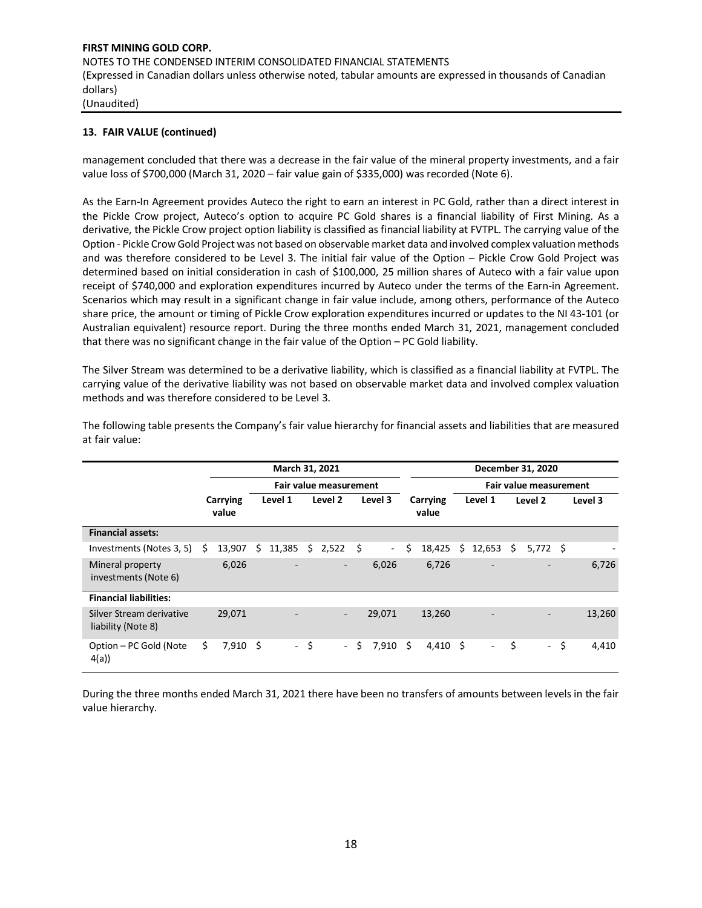### 13. FAIR VALUE (continued)

management concluded that there was a decrease in the fair value of the mineral property investments, and a fair value loss of $700,000 (March 31, 2020 – fair value gain of $335,000) was recorded (Note 6).

As the Earn-In Agreement provides Auteco the right to earn an interest in PC Gold, rather than a direct interest in the Pickle Crow project, Auteco's option to acquire PC Gold shares is a financial liability of First Mining. As a derivative, the Pickle Crow project option liability is classified as financial liability at FVTPL. The carrying value of the Option - Pickle Crow Gold Project was not based on observable market data and involved complex valuation methods and was therefore considered to be Level 3. The initial fair value of the Option – Pickle Crow Gold Project was determined based on initial consideration in cash of $100,000, 25 million shares of Auteco with a fair value upon receipt of $740,000 and exploration expenditures incurred by Auteco under the terms of the Earn-in Agreement. Scenarios which may result in a significant change in fair value include, among others, performance of the Auteco share price, the amount or timing of Pickle Crow exploration expenditures incurred or updates to the NI 43-101 (or Australian equivalent) resource report. During the three months ended March 31, 2021, management concluded that there was no significant change in the fair value of the Option – PC Gold liability.

The Silver Stream was determined to be a derivative liability, which is classified as a financial liability at FVTPL. The carrying value of the derivative liability was not based on observable market data and involved complex valuation methods and was therefore considered to be Level 3.

The following table presents the Company's fair value hierarchy for financial assets and liabilities that are measured at fair value:

| | March 31, 2021 | | | | December 31, 2020 | | | |
|---|---|---|---|---|---|---|---|---|
| | | Fair value measurement | | | | Fair value measurement | | |
| | Carrying value | Level 1 | Level 2 | Level 3 | Carrying value | Level 1 | Level 2 | Level 3 |
| **Financial assets:** | | | | | | | | |
| Investments (Notes 3, 5) | $ 13,907 | $ 11,385 | $ 2,522 | $ - | $ 18,425 | $ 12,653 | $ 5,772 | $ - |
| Mineral property investments (Note 6) | 6,026 | - | - | 6,026 | 6,726 | - | - | 6,726 |
| **Financial liabilities:** | | | | | | | | |
| Silver Stream derivative liability (Note 8) | 29,071 | - | - | 29,071 | 13,260 | - | - | 13,260 |
| Option – PC Gold (Note 4(a)) | $ 7,910 | $ - | $ - | $ 7,910 | $ 4,410 | $ - | $ - | $ 4,410 |

During the three months ended March 31, 2021 there have been no transfers of amounts between levels in the fair value hierarchy.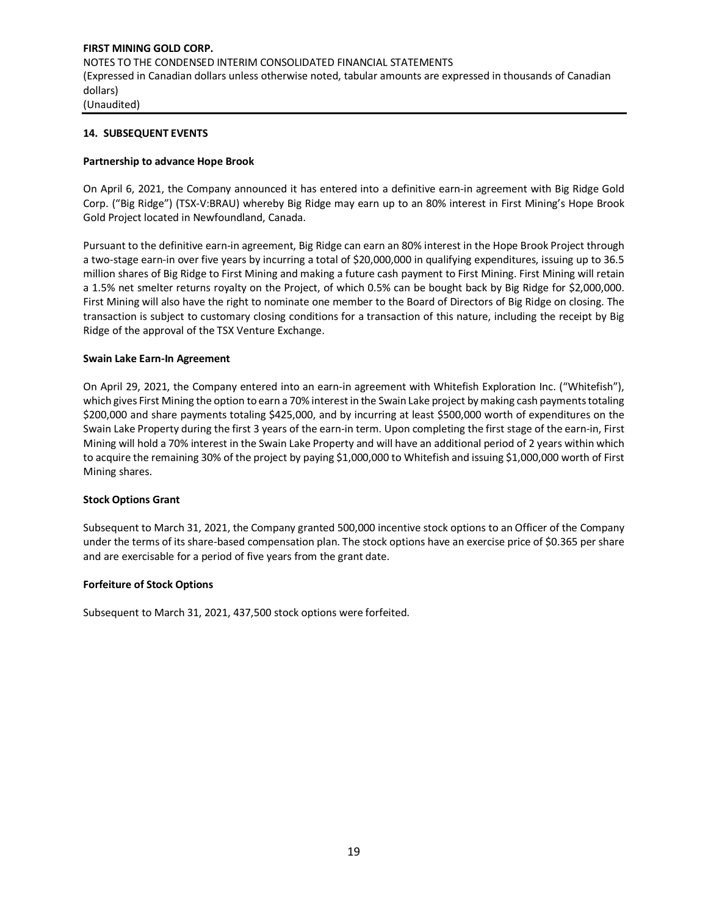## 14. SUBSEQUENT EVENTS

### Partnership to advance Hope Brook

On April 6, 2021, the Company announced it has entered into a definitive earn-in agreement with Big Ridge Gold Corp. ("Big Ridge") (TSX-V:BRAU) whereby Big Ridge may earn up to an 80% interest in First Mining's Hope Brook Gold Project located in Newfoundland, Canada.

Pursuant to the definitive earn-in agreement, Big Ridge can earn an 80% interest in the Hope Brook Project through a two-stage earn-in over five years by incurring a total of $20,000,000 in qualifying expenditures, issuing up to 36.5 million shares of Big Ridge to First Mining and making a future cash payment to First Mining. First Mining will retain a 1.5% net smelter returns royalty on the Project, of which 0.5% can be bought back by Big Ridge for $2,000,000. First Mining will also have the right to nominate one member to the Board of Directors of Big Ridge on closing. The transaction is subject to customary closing conditions for a transaction of this nature, including the receipt by Big Ridge of the approval of the TSX Venture Exchange.

### Swain Lake Earn-In Agreement

On April 29, 2021, the Company entered into an earn-in agreement with Whitefish Exploration Inc. ("Whitefish"), which gives First Mining the option to earn a 70% interest in the Swain Lake project by making cash payments totaling $200,000 and share payments totaling $425,000, and by incurring at least $500,000 worth of expenditures on the Swain Lake Property during the first 3 years of the earn-in term. Upon completing the first stage of the earn-in, First Mining will hold a 70% interest in the Swain Lake Property and will have an additional period of 2 years within which to acquire the remaining 30% of the project by paying $1,000,000 to Whitefish and issuing $1,000,000 worth of First Mining shares.

### Stock Options Grant

Subsequent to March 31, 2021, the Company granted 500,000 incentive stock options to an Officer of the Company under the terms of its share-based compensation plan. The stock options have an exercise price of $0.365 per share and are exercisable for a period of five years from the grant date.

### Forfeiture of Stock Options

Subsequent to March 31, 2021, 437,500 stock options were forfeited.